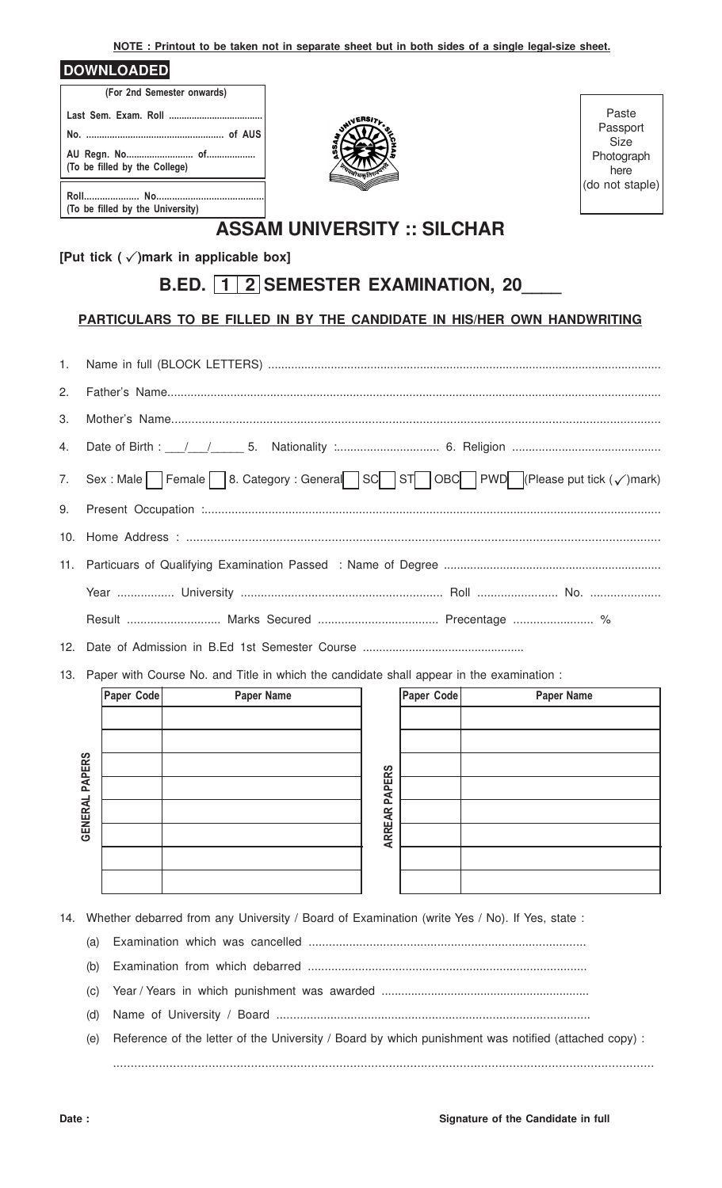**NOTE : Printout to be taken not in separate sheet but in both sides of a single legal-size sheet.**

**DOWNLOADED**

**(For 2nd Semester onwards)**

**Last Sem. Exam. Roll ....................................**

**No. .................................................... of AUS**

**AU Regn. No.......................... of..................**
**(To be filled by the College)**

**Roll..................... No.........................................**
**(To be filled by the University)**

Paste Passport Size Photograph here (do not staple)

# ASSAM UNIVERSITY :: SILCHAR

**[Put tick (✓)mark in applicable box]**

## B.ED. [1] [2] SEMESTER EXAMINATION, 20____

**PARTICULARS TO BE FILLED IN BY THE CANDIDATE IN HIS/HER OWN HANDWRITING**

1. Name in full (BLOCK LETTERS) ....................................................................................................................
2. Father's Name..................................................................................................................................................
3. Mother's Name................................................................................................................................................
4. Date of Birth : ___/___/_____ 5. Nationality :............................... 6. Religion ............................................
7. Sex : Male [ ] Female [ ] 8. Category : General [ ] SC [ ] ST [ ] OBC [ ] PWD [ ] (Please put tick (✓)mark)
9. Present Occupation :.......................................................................................................................................
10. Home Address : ..........................................................................................................................................
11. Particuars of Qualifying Examination Passed : Name of Degree .................................................................

    Year ................. University ........................................................... Roll ........................ No. .....................

    Result ........................... Marks Secured ................................... Precentage ....................... %
12. Date of Admission in B.Ed 1st Semester Course ................................................
13. Paper with Course No. and Title in which the candidate shall appear in the examination :

**GENERAL PAPERS**

| Paper Code | Paper Name |
|---|---|
| | |
| | |
| | |
| | |
| | |
| | |
| | |
| | |

**ARREAR PAPERS**

| Paper Code | Paper Name |
|---|---|
| | |
| | |
| | |
| | |
| | |
| | |
| | |
| | |

14. Whether debarred from any University / Board of Examination (write Yes / No). If Yes, state :
    - (a) Examination which was cancelled .................................................................................
    - (b) Examination from which debarred ..................................................................................
    - (c) Year / Years in which punishment was awarded ..............................................................
    - (d) Name of University / Board .............................................................................................
    - (e) Reference of the letter of the University / Board by which punishment was notified (attached copy) :

    .........................................................................................................................................................

**Date :**

**Signature of the Candidate in full**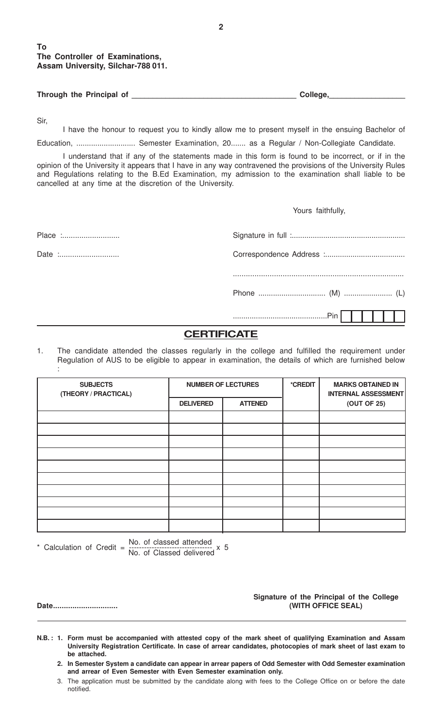**To**
**The Controller of Examinations,**
**Assam University, Silchar-788 011.**

**Through the Principal of** ______________________________________ **College,**_________________

Sir,

I have the honour to request you to kindly allow me to present myself in the ensuing Bachelor of Education, ........................... Semester Examination, 20....... as a Regular / Non-Collegiate Candidate.

I understand that if any of the statements made in this form is found to be incorrect, or if in the opinion of the University it appears that I have in any way contravened the provisions of the University Rules and Regulations relating to the B.Ed Examination, my admission to the examination shall liable to be cancelled at any time at the discretion of the University.

Yours faithfully,

Place :..........................

Date :...........................

Signature in full :....................................................

Correspondence Address :.....................................

..............................................................................

Phone ............................... (M) ...................... (L)

............................................Pin

## CERTIFICATE

1. The candidate attended the classes regularly in the college and fulfilled the requirement under Regulation of AUS to be eligible to appear in examination, the details of which are furnished below :

| SUBJECTS (THEORY / PRACTICAL) | NUMBER OF LECTURES | | *CREDIT | MARKS OBTAINED IN INTERNAL ASSESSMENT (OUT OF 25) |
|---|---|---|---|---|
| | DELIVERED | ATTENED | | |
| | | | | |
| | | | | |
| | | | | |
| | | | | |
| | | | | |
| | | | | |
| | | | | |
| | | | | |
| | | | | |
| | | | | |

$$\text{* Calculation of Credit} = \frac{\text{No. of classed attended}}{\text{No. of Classed delivered}} \times 5$$

**Date.............................**

**Signature of the Principal of the College**
**(WITH OFFICE SEAL)**

**N.B. : 1. Form must be accompanied with attested copy of the mark sheet of qualifying Examination and Assam University Registration Certificate. In case of arrear candidates, photocopies of mark sheet of last exam to be attached.**

**2. In Semester System a candidate can appear in arrear papers of Odd Semester with Odd Semester examination and arrear of Even Semester with Even Semester examination only.**

3. The application must be submitted by the candidate along with fees to the College Office on or before the date notified.